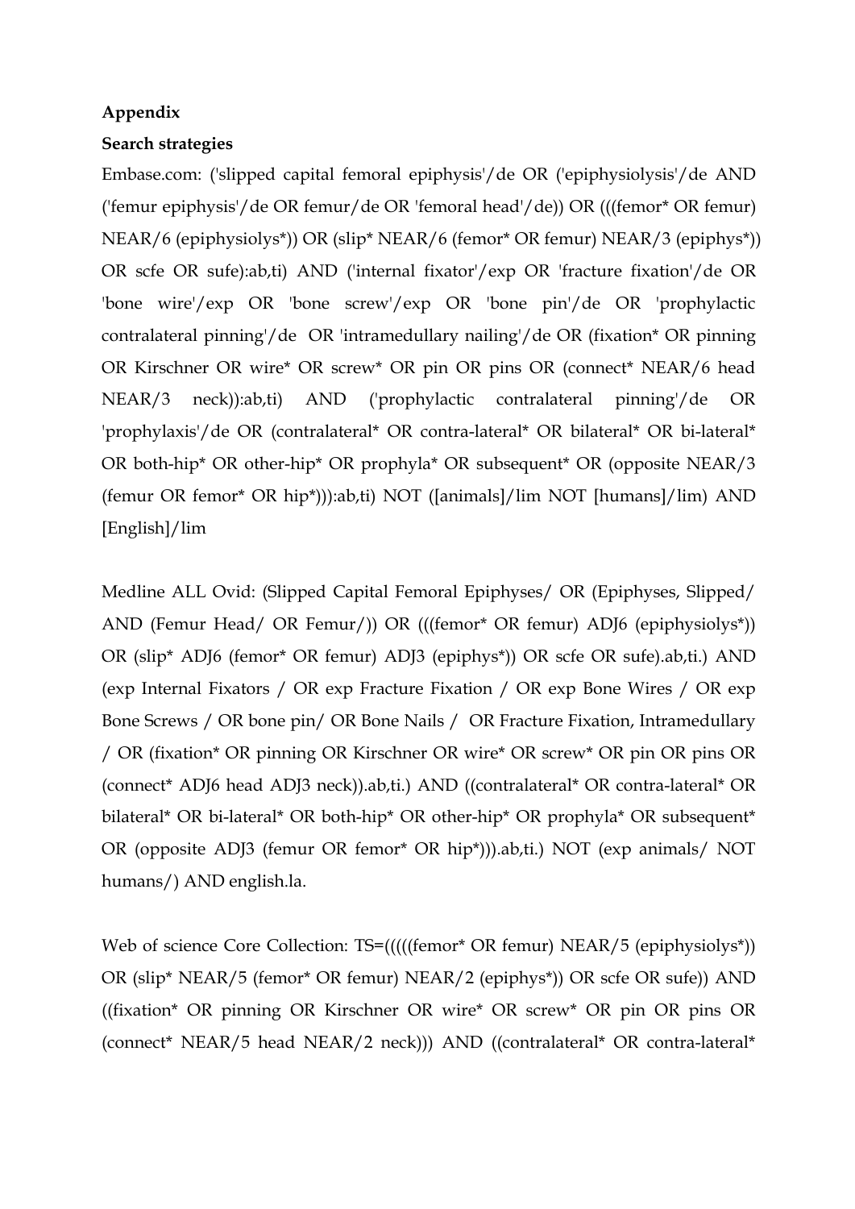**Appendix**

**Search strategies**

Embase.com: ('slipped capital femoral epiphysis'/de OR ('epiphysiolysis'/de AND ('femur epiphysis'/de OR femur/de OR 'femoral head'/de)) OR (((femor* OR femur) NEAR/6 (epiphysiolys*)) OR (slip* NEAR/6 (femor* OR femur) NEAR/3 (epiphys*)) OR scfe OR sufe):ab,ti) AND ('internal fixator'/exp OR 'fracture fixation'/de OR 'bone wire'/exp OR 'bone screw'/exp OR 'bone pin'/de OR 'prophylactic contralateral pinning'/de OR 'intramedullary nailing'/de OR (fixation* OR pinning OR Kirschner OR wire* OR screw* OR pin OR pins OR (connect* NEAR/6 head NEAR/3 neck)):ab,ti) AND ('prophylactic contralateral pinning'/de OR 'prophylaxis'/de OR (contralateral* OR contra-lateral* OR bilateral* OR bi-lateral* OR both-hip* OR other-hip* OR prophyla* OR subsequent* OR (opposite NEAR/3 (femur OR femor* OR hip*))):ab,ti) NOT ([animals]/lim NOT [humans]/lim) AND [English]/lim

Medline ALL Ovid: (Slipped Capital Femoral Epiphyses/ OR (Epiphyses, Slipped/ AND (Femur Head/ OR Femur/)) OR (((femor* OR femur) ADJ6 (epiphysiolys*)) OR (slip* ADJ6 (femor* OR femur) ADJ3 (epiphys*)) OR scfe OR sufe).ab,ti.) AND (exp Internal Fixators / OR exp Fracture Fixation / OR exp Bone Wires / OR exp Bone Screws / OR bone pin/ OR Bone Nails / OR Fracture Fixation, Intramedullary / OR (fixation* OR pinning OR Kirschner OR wire* OR screw* OR pin OR pins OR (connect* ADJ6 head ADJ3 neck)).ab,ti.) AND ((contralateral* OR contra-lateral* OR bilateral* OR bi-lateral* OR both-hip* OR other-hip* OR prophyla* OR subsequent* OR (opposite ADJ3 (femur OR femor* OR hip*))).ab,ti.) NOT (exp animals/ NOT humans/) AND english.la.

Web of science Core Collection: TS=(((((femor* OR femur) NEAR/5 (epiphysiolys*)) OR (slip* NEAR/5 (femor* OR femur) NEAR/2 (epiphys*)) OR scfe OR sufe)) AND ((fixation* OR pinning OR Kirschner OR wire* OR screw* OR pin OR pins OR (connect* NEAR/5 head NEAR/2 neck))) AND ((contralateral* OR contra-lateral*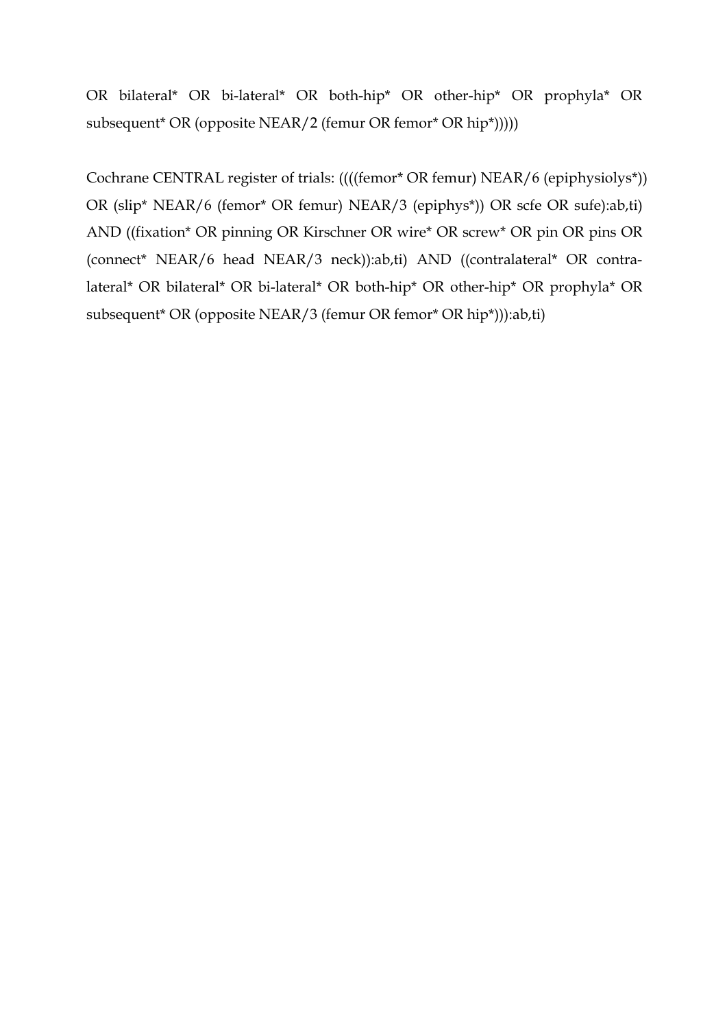OR bilateral* OR bi-lateral* OR both-hip* OR other-hip* OR prophyla* OR subsequent* OR (opposite NEAR/2 (femur OR femor* OR hip*)))))

Cochrane CENTRAL register of trials: ((((femor* OR femur) NEAR/6 (epiphysiolys*)) OR (slip* NEAR/6 (femor* OR femur) NEAR/3 (epiphys*)) OR scfe OR sufe):ab,ti) AND ((fixation* OR pinning OR Kirschner OR wire* OR screw* OR pin OR pins OR (connect* NEAR/6 head NEAR/3 neck)):ab,ti) AND ((contralateral* OR contra-lateral* OR bilateral* OR bi-lateral* OR both-hip* OR other-hip* OR prophyla* OR subsequent* OR (opposite NEAR/3 (femur OR femor* OR hip*))):ab,ti)